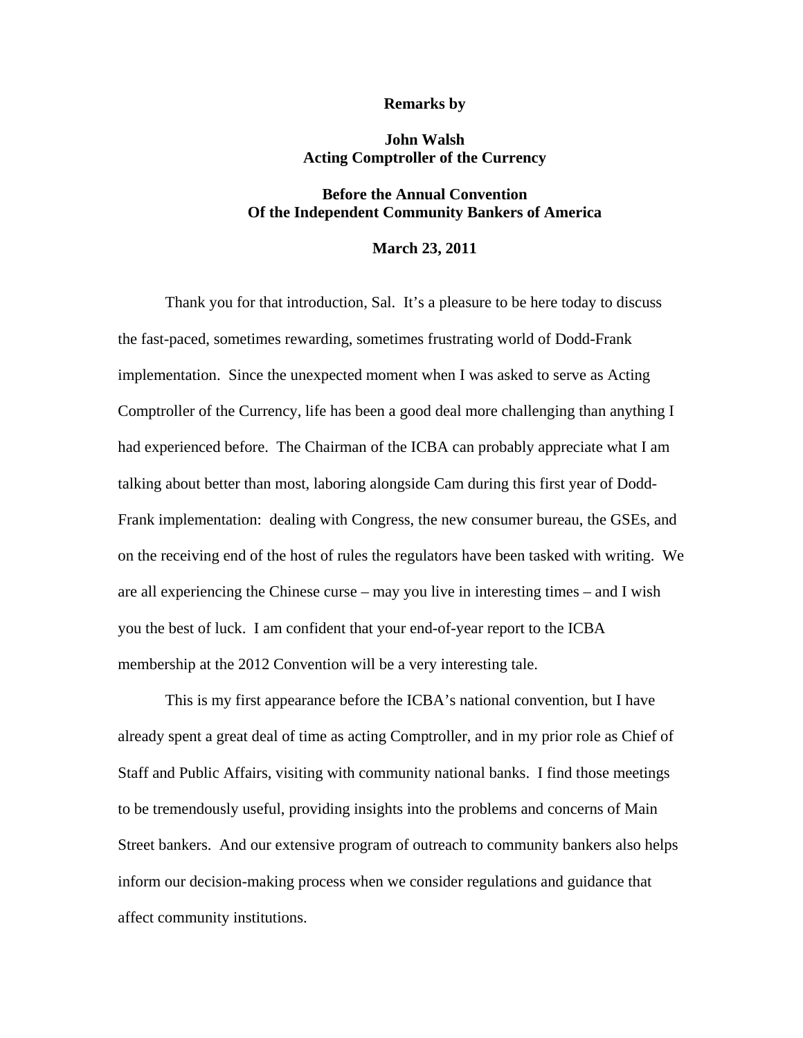**Remarks by**

**John Walsh**
**Acting Comptroller of the Currency**

**Before the Annual Convention**
**Of the Independent Community Bankers of America**

**March 23, 2011**

Thank you for that introduction, Sal. It's a pleasure to be here today to discuss the fast-paced, sometimes rewarding, sometimes frustrating world of Dodd-Frank implementation. Since the unexpected moment when I was asked to serve as Acting Comptroller of the Currency, life has been a good deal more challenging than anything I had experienced before. The Chairman of the ICBA can probably appreciate what I am talking about better than most, laboring alongside Cam during this first year of Dodd-Frank implementation: dealing with Congress, the new consumer bureau, the GSEs, and on the receiving end of the host of rules the regulators have been tasked with writing. We are all experiencing the Chinese curse – may you live in interesting times – and I wish you the best of luck. I am confident that your end-of-year report to the ICBA membership at the 2012 Convention will be a very interesting tale.

This is my first appearance before the ICBA's national convention, but I have already spent a great deal of time as acting Comptroller, and in my prior role as Chief of Staff and Public Affairs, visiting with community national banks. I find those meetings to be tremendously useful, providing insights into the problems and concerns of Main Street bankers. And our extensive program of outreach to community bankers also helps inform our decision-making process when we consider regulations and guidance that affect community institutions.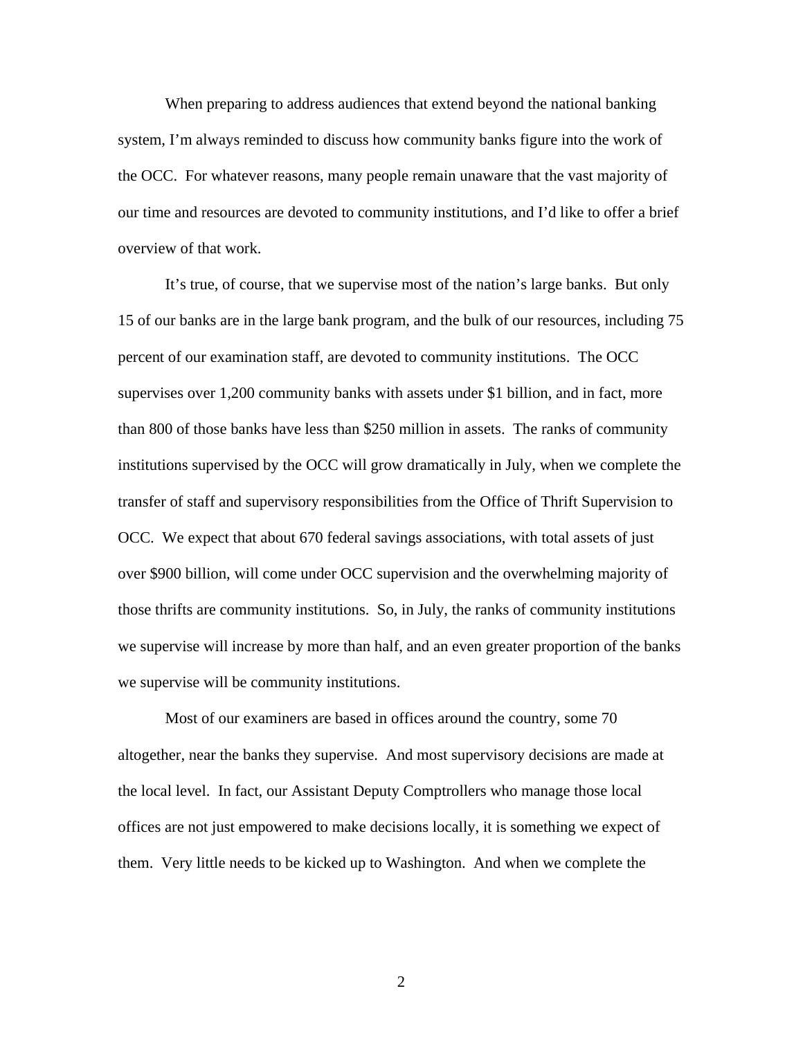When preparing to address audiences that extend beyond the national banking system, I'm always reminded to discuss how community banks figure into the work of the OCC. For whatever reasons, many people remain unaware that the vast majority of our time and resources are devoted to community institutions, and I'd like to offer a brief overview of that work.

It's true, of course, that we supervise most of the nation's large banks. But only 15 of our banks are in the large bank program, and the bulk of our resources, including 75 percent of our examination staff, are devoted to community institutions. The OCC supervises over 1,200 community banks with assets under $1 billion, and in fact, more than 800 of those banks have less than $250 million in assets. The ranks of community institutions supervised by the OCC will grow dramatically in July, when we complete the transfer of staff and supervisory responsibilities from the Office of Thrift Supervision to OCC. We expect that about 670 federal savings associations, with total assets of just over $900 billion, will come under OCC supervision and the overwhelming majority of those thrifts are community institutions. So, in July, the ranks of community institutions we supervise will increase by more than half, and an even greater proportion of the banks we supervise will be community institutions.

Most of our examiners are based in offices around the country, some 70 altogether, near the banks they supervise. And most supervisory decisions are made at the local level. In fact, our Assistant Deputy Comptrollers who manage those local offices are not just empowered to make decisions locally, it is something we expect of them. Very little needs to be kicked up to Washington. And when we complete the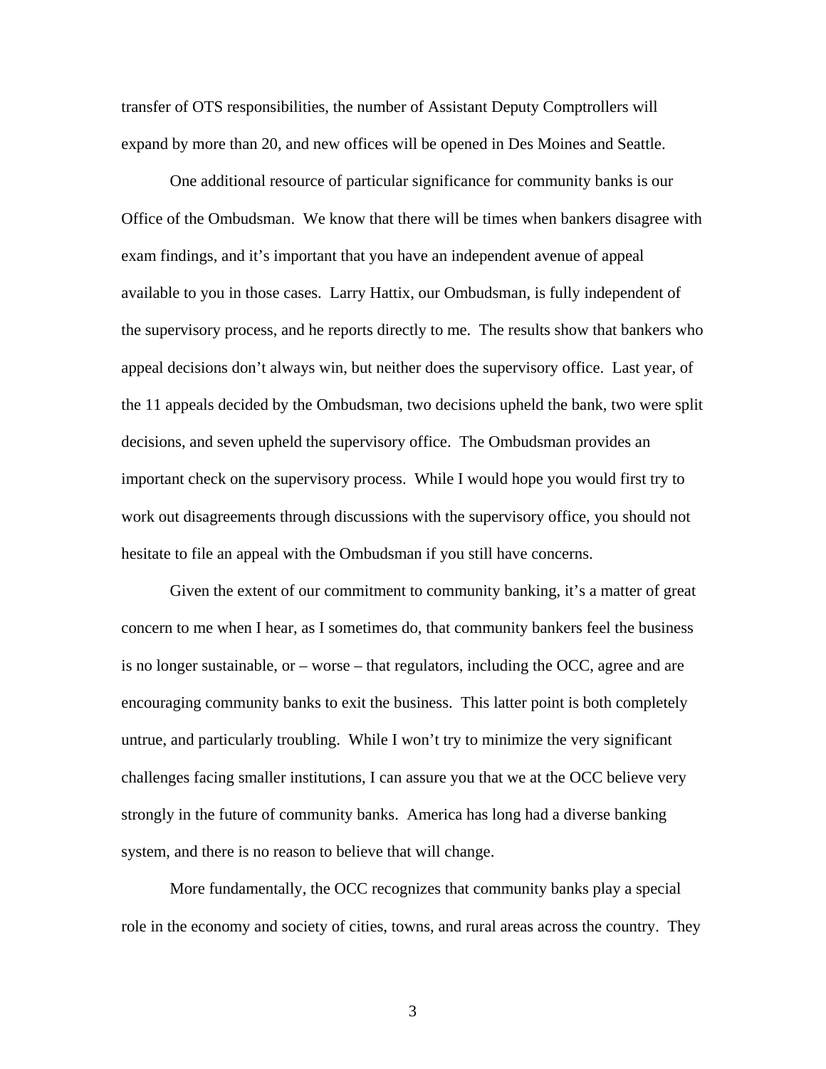transfer of OTS responsibilities, the number of Assistant Deputy Comptrollers will expand by more than 20, and new offices will be opened in Des Moines and Seattle.

One additional resource of particular significance for community banks is our Office of the Ombudsman. We know that there will be times when bankers disagree with exam findings, and it's important that you have an independent avenue of appeal available to you in those cases. Larry Hattix, our Ombudsman, is fully independent of the supervisory process, and he reports directly to me. The results show that bankers who appeal decisions don't always win, but neither does the supervisory office. Last year, of the 11 appeals decided by the Ombudsman, two decisions upheld the bank, two were split decisions, and seven upheld the supervisory office. The Ombudsman provides an important check on the supervisory process. While I would hope you would first try to work out disagreements through discussions with the supervisory office, you should not hesitate to file an appeal with the Ombudsman if you still have concerns.

Given the extent of our commitment to community banking, it's a matter of great concern to me when I hear, as I sometimes do, that community bankers feel the business is no longer sustainable, or – worse – that regulators, including the OCC, agree and are encouraging community banks to exit the business. This latter point is both completely untrue, and particularly troubling. While I won't try to minimize the very significant challenges facing smaller institutions, I can assure you that we at the OCC believe very strongly in the future of community banks. America has long had a diverse banking system, and there is no reason to believe that will change.

More fundamentally, the OCC recognizes that community banks play a special role in the economy and society of cities, towns, and rural areas across the country. They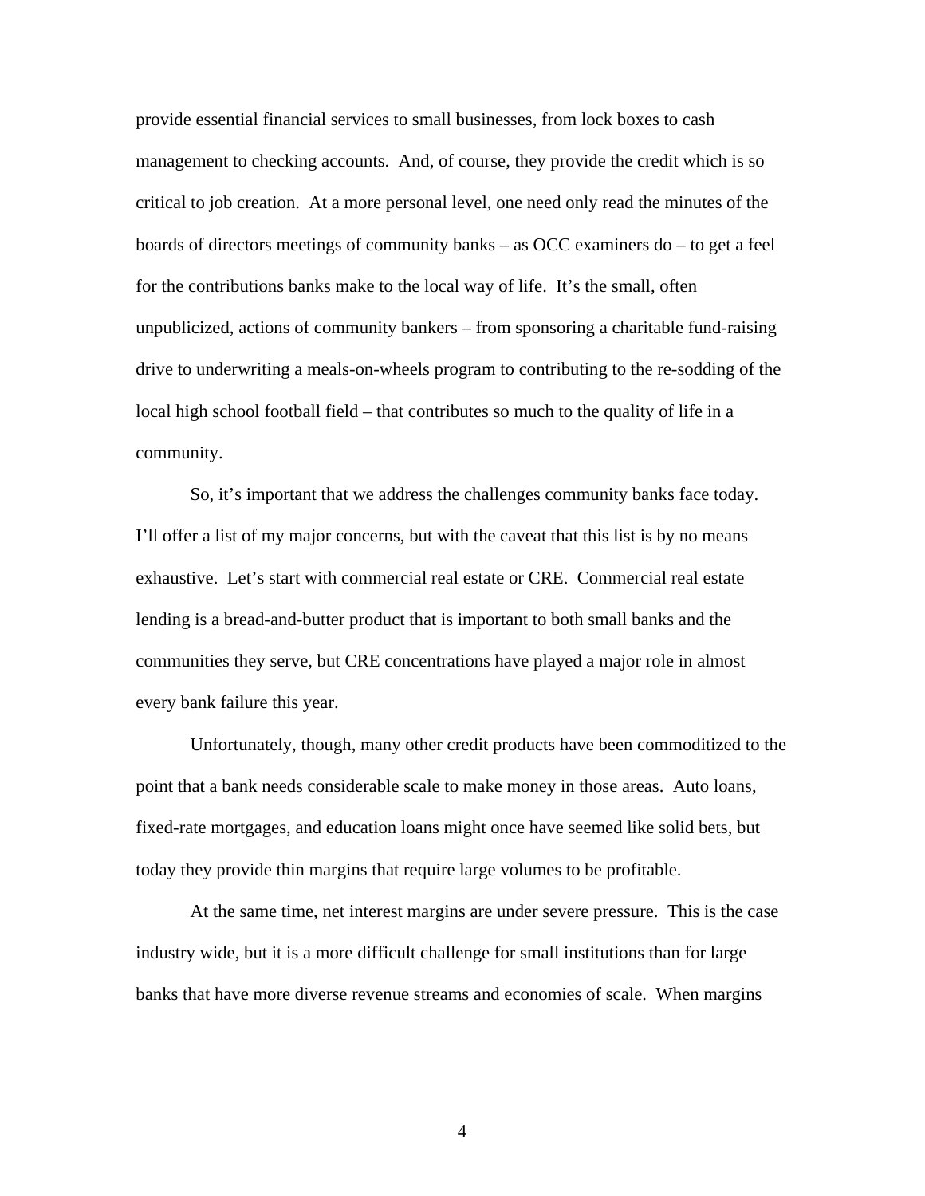provide essential financial services to small businesses, from lock boxes to cash management to checking accounts. And, of course, they provide the credit which is so critical to job creation. At a more personal level, one need only read the minutes of the boards of directors meetings of community banks – as OCC examiners do – to get a feel for the contributions banks make to the local way of life. It's the small, often unpublicized, actions of community bankers – from sponsoring a charitable fund-raising drive to underwriting a meals-on-wheels program to contributing to the re-sodding of the local high school football field – that contributes so much to the quality of life in a community.

So, it's important that we address the challenges community banks face today. I'll offer a list of my major concerns, but with the caveat that this list is by no means exhaustive. Let's start with commercial real estate or CRE. Commercial real estate lending is a bread-and-butter product that is important to both small banks and the communities they serve, but CRE concentrations have played a major role in almost every bank failure this year.

Unfortunately, though, many other credit products have been commoditized to the point that a bank needs considerable scale to make money in those areas. Auto loans, fixed-rate mortgages, and education loans might once have seemed like solid bets, but today they provide thin margins that require large volumes to be profitable.

At the same time, net interest margins are under severe pressure. This is the case industry wide, but it is a more difficult challenge for small institutions than for large banks that have more diverse revenue streams and economies of scale. When margins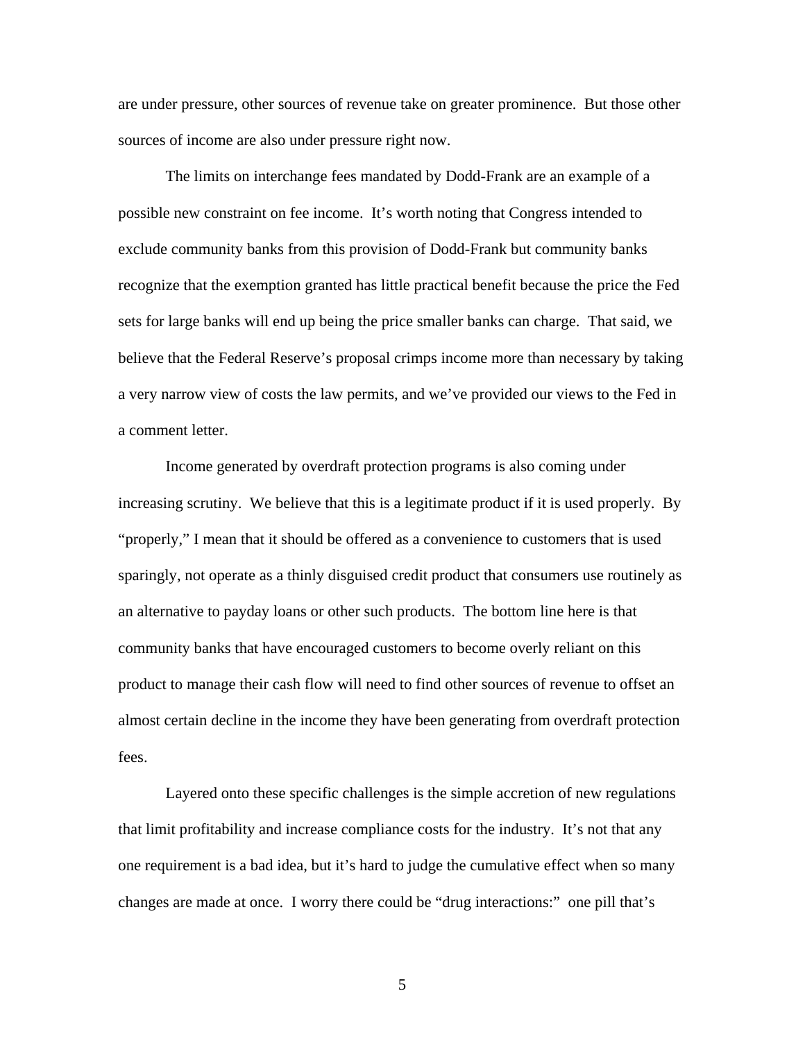are under pressure, other sources of revenue take on greater prominence. But those other sources of income are also under pressure right now.

The limits on interchange fees mandated by Dodd-Frank are an example of a possible new constraint on fee income. It's worth noting that Congress intended to exclude community banks from this provision of Dodd-Frank but community banks recognize that the exemption granted has little practical benefit because the price the Fed sets for large banks will end up being the price smaller banks can charge. That said, we believe that the Federal Reserve's proposal crimps income more than necessary by taking a very narrow view of costs the law permits, and we've provided our views to the Fed in a comment letter.

Income generated by overdraft protection programs is also coming under increasing scrutiny. We believe that this is a legitimate product if it is used properly. By "properly," I mean that it should be offered as a convenience to customers that is used sparingly, not operate as a thinly disguised credit product that consumers use routinely as an alternative to payday loans or other such products. The bottom line here is that community banks that have encouraged customers to become overly reliant on this product to manage their cash flow will need to find other sources of revenue to offset an almost certain decline in the income they have been generating from overdraft protection fees.

Layered onto these specific challenges is the simple accretion of new regulations that limit profitability and increase compliance costs for the industry. It's not that any one requirement is a bad idea, but it's hard to judge the cumulative effect when so many changes are made at once. I worry there could be "drug interactions:" one pill that's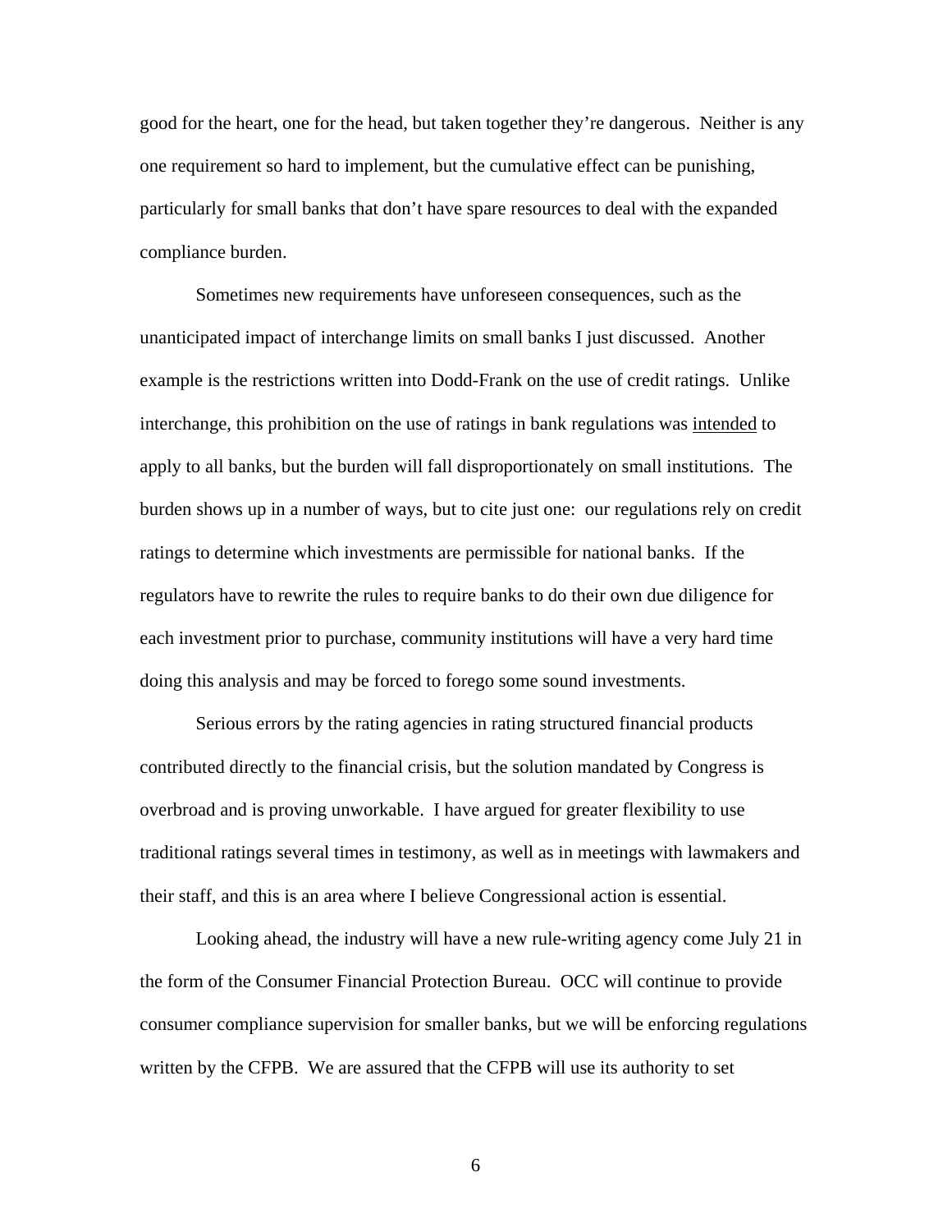good for the heart, one for the head, but taken together they're dangerous. Neither is any one requirement so hard to implement, but the cumulative effect can be punishing, particularly for small banks that don't have spare resources to deal with the expanded compliance burden.

Sometimes new requirements have unforeseen consequences, such as the unanticipated impact of interchange limits on small banks I just discussed. Another example is the restrictions written into Dodd-Frank on the use of credit ratings. Unlike interchange, this prohibition on the use of ratings in bank regulations was <u>intended</u> to apply to all banks, but the burden will fall disproportionately on small institutions. The burden shows up in a number of ways, but to cite just one: our regulations rely on credit ratings to determine which investments are permissible for national banks. If the regulators have to rewrite the rules to require banks to do their own due diligence for each investment prior to purchase, community institutions will have a very hard time doing this analysis and may be forced to forego some sound investments.

Serious errors by the rating agencies in rating structured financial products contributed directly to the financial crisis, but the solution mandated by Congress is overbroad and is proving unworkable. I have argued for greater flexibility to use traditional ratings several times in testimony, as well as in meetings with lawmakers and their staff, and this is an area where I believe Congressional action is essential.

Looking ahead, the industry will have a new rule-writing agency come July 21 in the form of the Consumer Financial Protection Bureau. OCC will continue to provide consumer compliance supervision for smaller banks, but we will be enforcing regulations written by the CFPB. We are assured that the CFPB will use its authority to set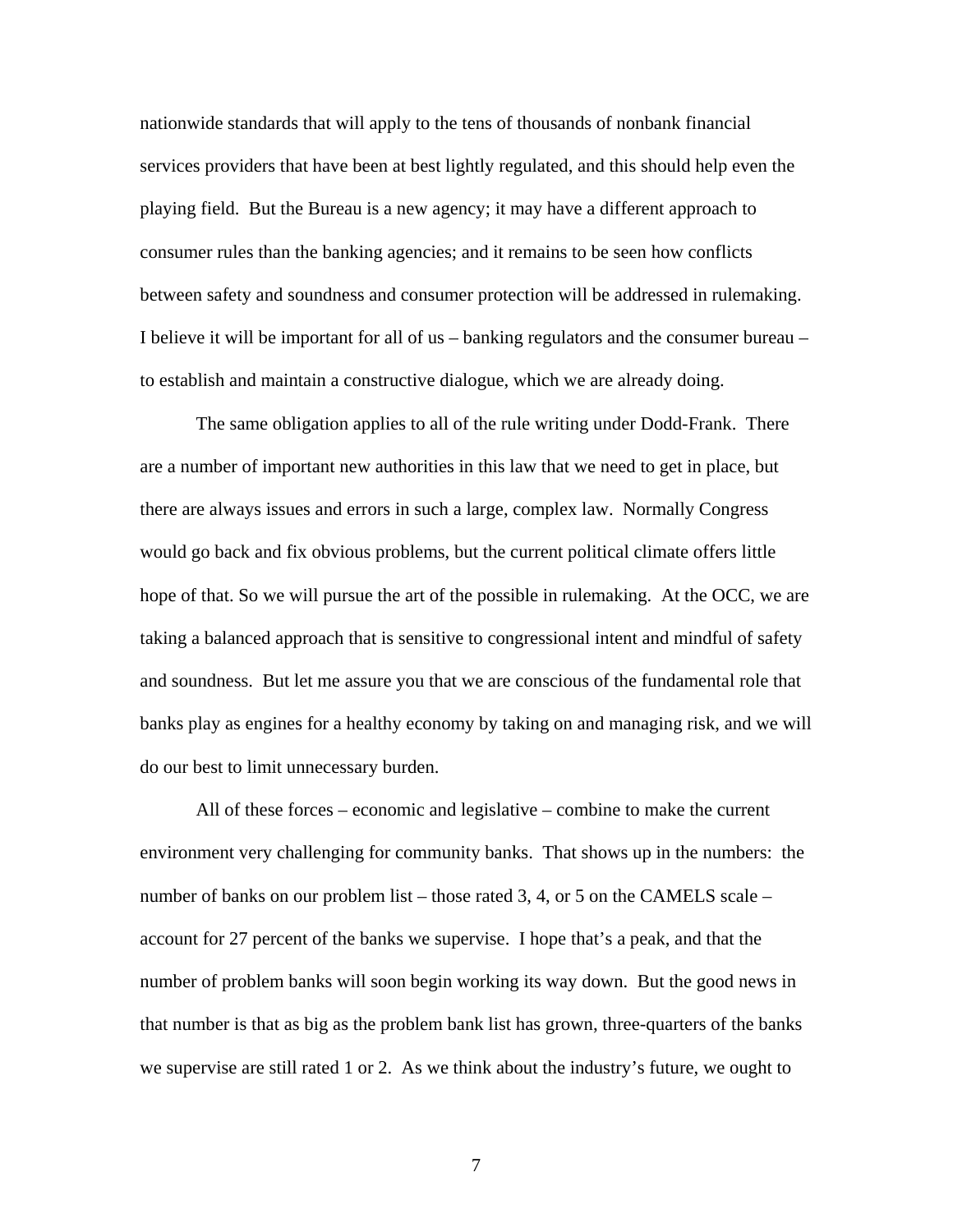nationwide standards that will apply to the tens of thousands of nonbank financial services providers that have been at best lightly regulated, and this should help even the playing field. But the Bureau is a new agency; it may have a different approach to consumer rules than the banking agencies; and it remains to be seen how conflicts between safety and soundness and consumer protection will be addressed in rulemaking. I believe it will be important for all of us – banking regulators and the consumer bureau – to establish and maintain a constructive dialogue, which we are already doing.

The same obligation applies to all of the rule writing under Dodd-Frank. There are a number of important new authorities in this law that we need to get in place, but there are always issues and errors in such a large, complex law. Normally Congress would go back and fix obvious problems, but the current political climate offers little hope of that. So we will pursue the art of the possible in rulemaking. At the OCC, we are taking a balanced approach that is sensitive to congressional intent and mindful of safety and soundness. But let me assure you that we are conscious of the fundamental role that banks play as engines for a healthy economy by taking on and managing risk, and we will do our best to limit unnecessary burden.

All of these forces – economic and legislative – combine to make the current environment very challenging for community banks. That shows up in the numbers: the number of banks on our problem list – those rated 3, 4, or 5 on the CAMELS scale – account for 27 percent of the banks we supervise. I hope that's a peak, and that the number of problem banks will soon begin working its way down. But the good news in that number is that as big as the problem bank list has grown, three-quarters of the banks we supervise are still rated 1 or 2. As we think about the industry's future, we ought to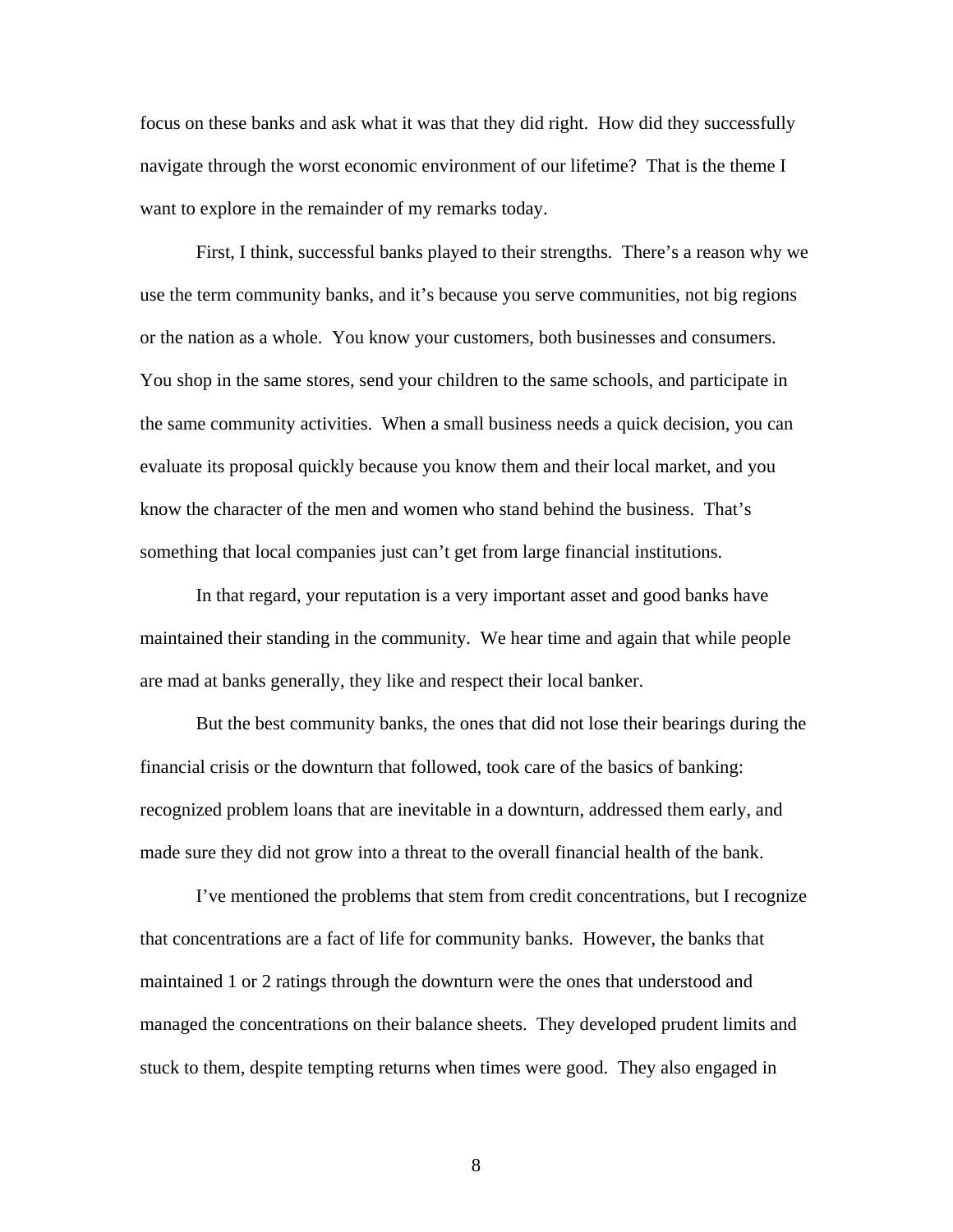focus on these banks and ask what it was that they did right. How did they successfully navigate through the worst economic environment of our lifetime? That is the theme I want to explore in the remainder of my remarks today.

First, I think, successful banks played to their strengths. There's a reason why we use the term community banks, and it's because you serve communities, not big regions or the nation as a whole. You know your customers, both businesses and consumers. You shop in the same stores, send your children to the same schools, and participate in the same community activities. When a small business needs a quick decision, you can evaluate its proposal quickly because you know them and their local market, and you know the character of the men and women who stand behind the business. That's something that local companies just can't get from large financial institutions.

In that regard, your reputation is a very important asset and good banks have maintained their standing in the community. We hear time and again that while people are mad at banks generally, they like and respect their local banker.

But the best community banks, the ones that did not lose their bearings during the financial crisis or the downturn that followed, took care of the basics of banking: recognized problem loans that are inevitable in a downturn, addressed them early, and made sure they did not grow into a threat to the overall financial health of the bank.

I've mentioned the problems that stem from credit concentrations, but I recognize that concentrations are a fact of life for community banks. However, the banks that maintained 1 or 2 ratings through the downturn were the ones that understood and managed the concentrations on their balance sheets. They developed prudent limits and stuck to them, despite tempting returns when times were good. They also engaged in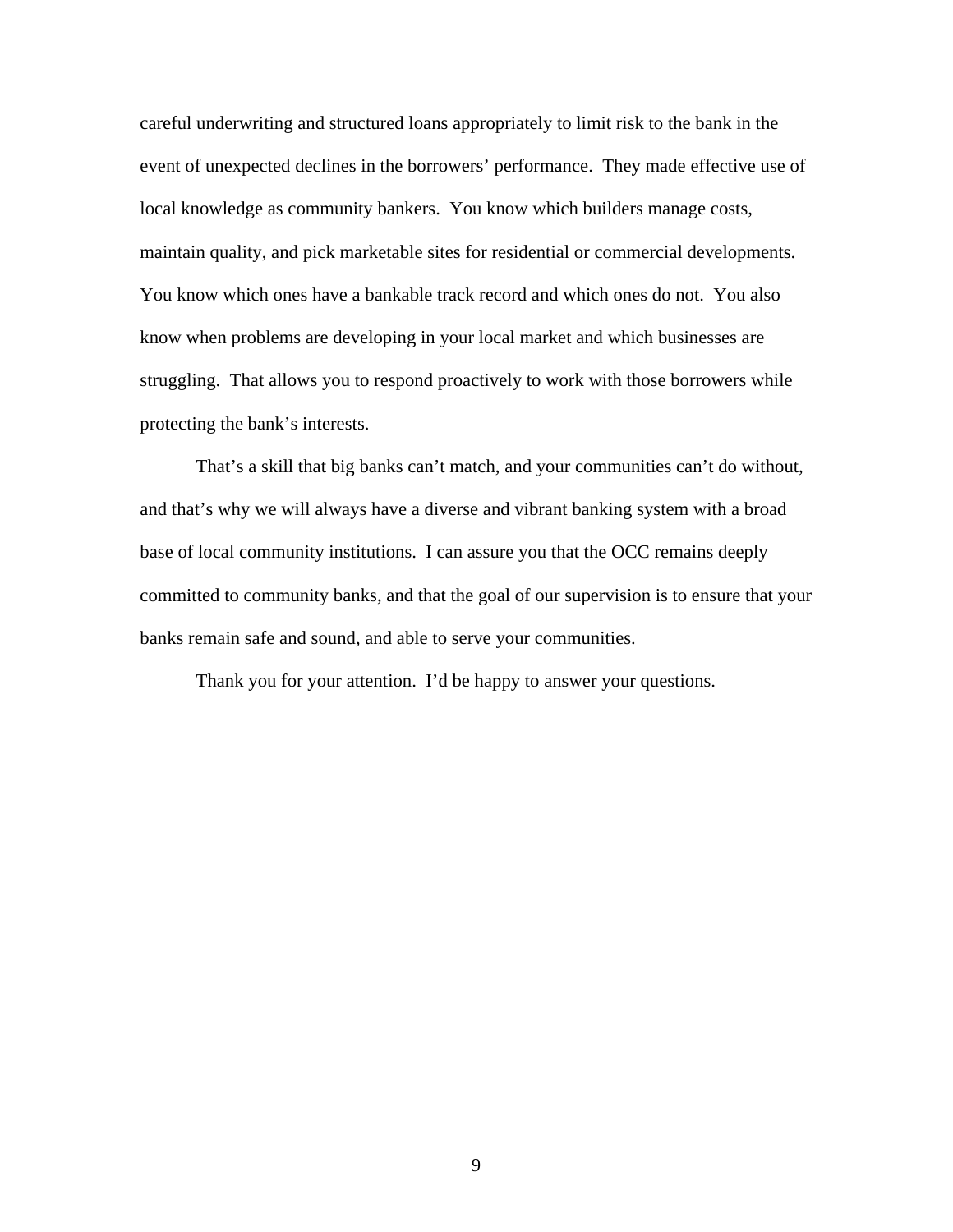careful underwriting and structured loans appropriately to limit risk to the bank in the event of unexpected declines in the borrowers' performance. They made effective use of local knowledge as community bankers. You know which builders manage costs, maintain quality, and pick marketable sites for residential or commercial developments. You know which ones have a bankable track record and which ones do not. You also know when problems are developing in your local market and which businesses are struggling. That allows you to respond proactively to work with those borrowers while protecting the bank's interests.

That's a skill that big banks can't match, and your communities can't do without, and that's why we will always have a diverse and vibrant banking system with a broad base of local community institutions. I can assure you that the OCC remains deeply committed to community banks, and that the goal of our supervision is to ensure that your banks remain safe and sound, and able to serve your communities.

Thank you for your attention. I'd be happy to answer your questions.